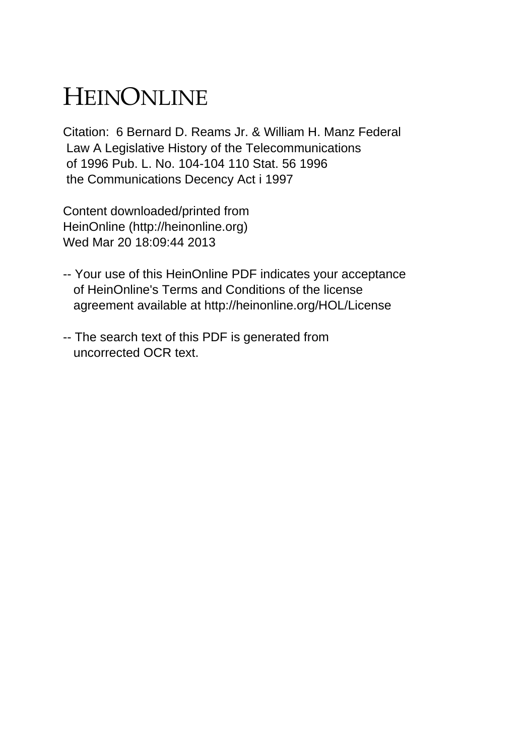# HEINONLINE

Citation: 6 Bernard D. Reams Jr. & William H. Manz Federal Law A Legislative History of the Telecommunications of 1996 Pub. L. No. 104-104 110 Stat. 56 1996 the Communications Decency Act i 1997

Content downloaded/printed from HeinOnline (http://heinonline.org) Wed Mar 20 18:09:44 2013

-- Your use of this HeinOnline PDF indicates your acceptance of HeinOnline's Terms and Conditions of the license agreement available at http://heinonline.org/HOL/License

-- The search text of this PDF is generated from uncorrected OCR text.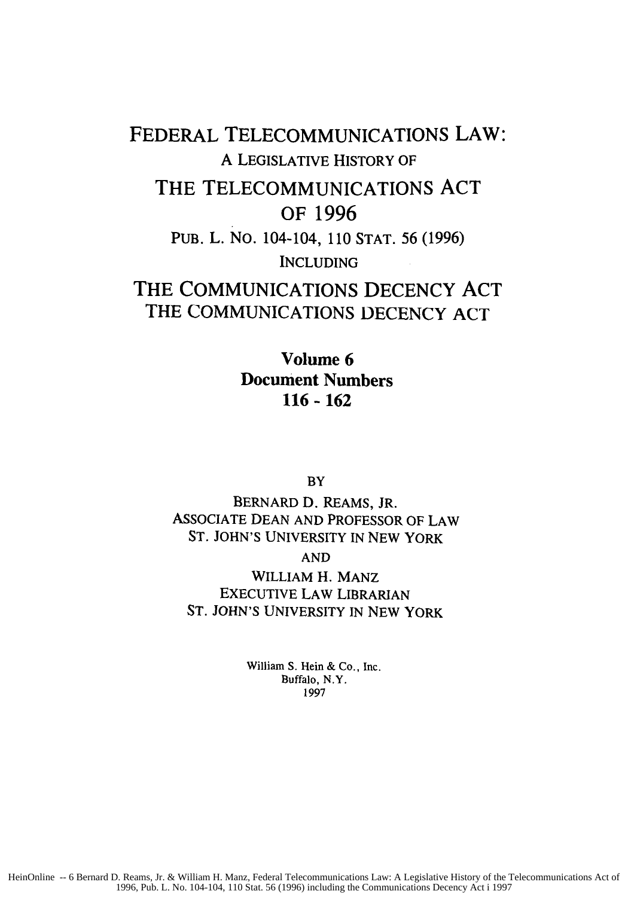# FEDERAL TELECOMMUNICATIONS LAW:

A LEGISLATIVE HISTORY OF

# THE TELECOMMUNICATIONS ACT OF 1996

PUB. L. NO. 104-104, 110 STAT. 56 (1996)

INCLUDING

# THE COMMUNICATIONS DECENCY ACT

THE COMMUNICATIONS DECENCY ACT

**Volume 6**
**Document Numbers**
**116 - 162**

BY

BERNARD D. REAMS, JR.
ASSOCIATE DEAN AND PROFESSOR OF LAW
ST. JOHN'S UNIVERSITY IN NEW YORK

AND

WILLIAM H. MANZ
EXECUTIVE LAW LIBRARIAN
ST. JOHN'S UNIVERSITY IN NEW YORK

William S. Hein & Co., Inc.
Buffalo, N.Y.
1997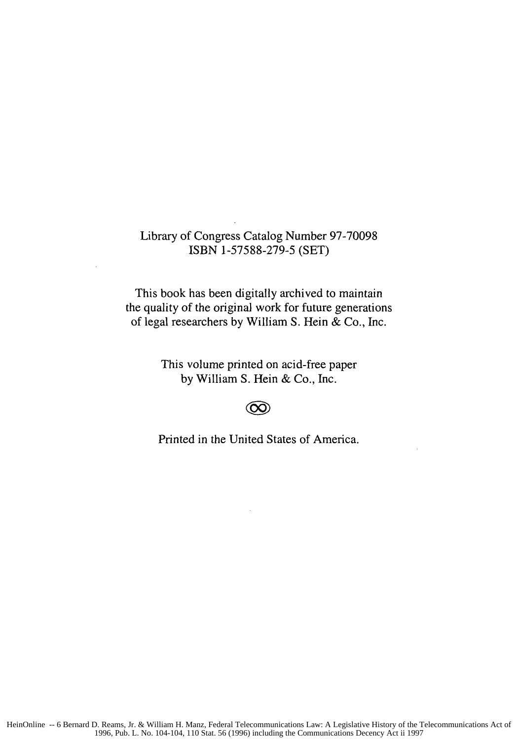Library of Congress Catalog Number 97-70098
ISBN 1-57588-279-5 (SET)

This book has been digitally archived to maintain the quality of the original work for future generations of legal researchers by William S. Hein & Co., Inc.

This volume printed on acid-free paper by William S. Hein & Co., Inc.

Printed in the United States of America.